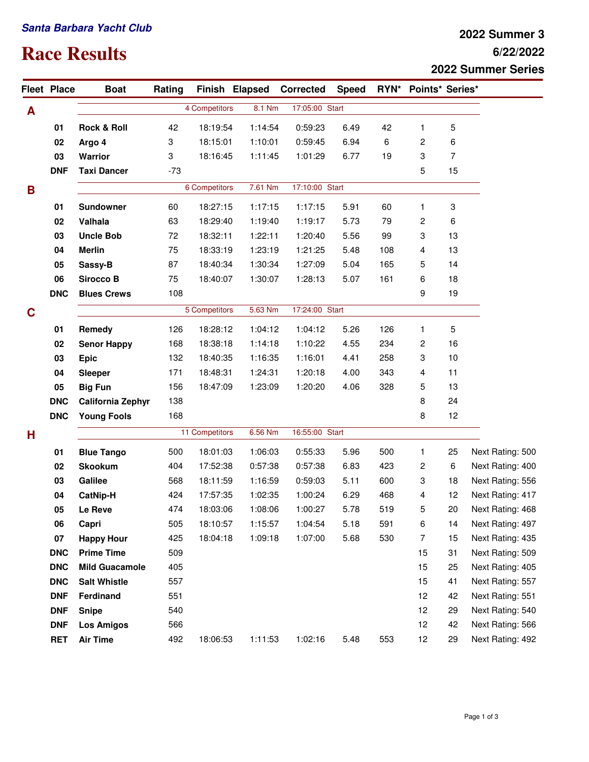*Santa Barbara Yacht Club*

# Race Results

**2022 Summer 3**
**6/22/2022**
**2022 Summer Series**

| Fleet | Place | Boat | Rating | Finish | Elapsed | Corrected | Speed | RYN* | Points* | Series* | |
|---|---|---|---|---|---|---|---|---|---|---|---|
| **A** | | | 4 Competitors | | 8.1 Nm | 17:05:00 Start | | | | | |
| | 01 | **Rock & Roll** | 42 | 18:19:54 | 1:14:54 | 0:59:23 | 6.49 | 42 | 1 | 5 | |
| | 02 | **Argo 4** | 3 | 18:15:01 | 1:10:01 | 0:59:45 | 6.94 | 6 | 2 | 6 | |
| | 03 | **Warrior** | 3 | 18:16:45 | 1:11:45 | 1:01:29 | 6.77 | 19 | 3 | 7 | |
| | DNF | **Taxi Dancer** | -73 | | | | | | 5 | 15 | |
| **B** | | | 6 Competitors | | 7.61 Nm | 17:10:00 Start | | | | | |
| | 01 | **Sundowner** | 60 | 18:27:15 | 1:17:15 | 1:17:15 | 5.91 | 60 | 1 | 3 | |
| | 02 | **Valhala** | 63 | 18:29:40 | 1:19:40 | 1:19:17 | 5.73 | 79 | 2 | 6 | |
| | 03 | **Uncle Bob** | 72 | 18:32:11 | 1:22:11 | 1:20:40 | 5.56 | 99 | 3 | 13 | |
| | 04 | **Merlin** | 75 | 18:33:19 | 1:23:19 | 1:21:25 | 5.48 | 108 | 4 | 13 | |
| | 05 | **Sassy-B** | 87 | 18:40:34 | 1:30:34 | 1:27:09 | 5.04 | 165 | 5 | 14 | |
| | 06 | **Sirocco B** | 75 | 18:40:07 | 1:30:07 | 1:28:13 | 5.07 | 161 | 6 | 18 | |
| | DNC | **Blues Crews** | 108 | | | | | | 9 | 19 | |
| **C** | | | 5 Competitors | | 5.63 Nm | 17:24:00 Start | | | | | |
| | 01 | **Remedy** | 126 | 18:28:12 | 1:04:12 | 1:04:12 | 5.26 | 126 | 1 | 5 | |
| | 02 | **Senor Happy** | 168 | 18:38:18 | 1:14:18 | 1:10:22 | 4.55 | 234 | 2 | 16 | |
| | 03 | **Epic** | 132 | 18:40:35 | 1:16:35 | 1:16:01 | 4.41 | 258 | 3 | 10 | |
| | 04 | **Sleeper** | 171 | 18:48:31 | 1:24:31 | 1:20:18 | 4.00 | 343 | 4 | 11 | |
| | 05 | **Big Fun** | 156 | 18:47:09 | 1:23:09 | 1:20:20 | 4.06 | 328 | 5 | 13 | |
| | DNC | **California Zephyr** | 138 | | | | | | 8 | 24 | |
| | DNC | **Young Fools** | 168 | | | | | | 8 | 12 | |
| **H** | | | 11 Competitors | | 6.56 Nm | 16:55:00 Start | | | | | |
| | 01 | **Blue Tango** | 500 | 18:01:03 | 1:06:03 | 0:55:33 | 5.96 | 500 | 1 | 25 | Next Rating: 500 |
| | 02 | **Skookum** | 404 | 17:52:38 | 0:57:38 | 0:57:38 | 6.83 | 423 | 2 | 6 | Next Rating: 400 |
| | 03 | **Galilee** | 568 | 18:11:59 | 1:16:59 | 0:59:03 | 5.11 | 600 | 3 | 18 | Next Rating: 556 |
| | 04 | **CatNip-H** | 424 | 17:57:35 | 1:02:35 | 1:00:24 | 6.29 | 468 | 4 | 12 | Next Rating: 417 |
| | 05 | **Le Reve** | 474 | 18:03:06 | 1:08:06 | 1:00:27 | 5.78 | 519 | 5 | 20 | Next Rating: 468 |
| | 06 | **Capri** | 505 | 18:10:57 | 1:15:57 | 1:04:54 | 5.18 | 591 | 6 | 14 | Next Rating: 497 |
| | 07 | **Happy Hour** | 425 | 18:04:18 | 1:09:18 | 1:07:00 | 5.68 | 530 | 7 | 15 | Next Rating: 435 |
| | DNC | **Prime Time** | 509 | | | | | | 15 | 31 | Next Rating: 509 |
| | DNC | **Mild Guacamole** | 405 | | | | | | 15 | 25 | Next Rating: 405 |
| | DNC | **Salt Whistle** | 557 | | | | | | 15 | 41 | Next Rating: 557 |
| | DNF | **Ferdinand** | 551 | | | | | | 12 | 42 | Next Rating: 551 |
| | DNF | **Snipe** | 540 | | | | | | 12 | 29 | Next Rating: 540 |
| | DNF | **Los Amigos** | 566 | | | | | | 12 | 42 | Next Rating: 566 |
| | RET | **Air Time** | 492 | 18:06:53 | 1:11:53 | 1:02:16 | 5.48 | 553 | 12 | 29 | Next Rating: 492 |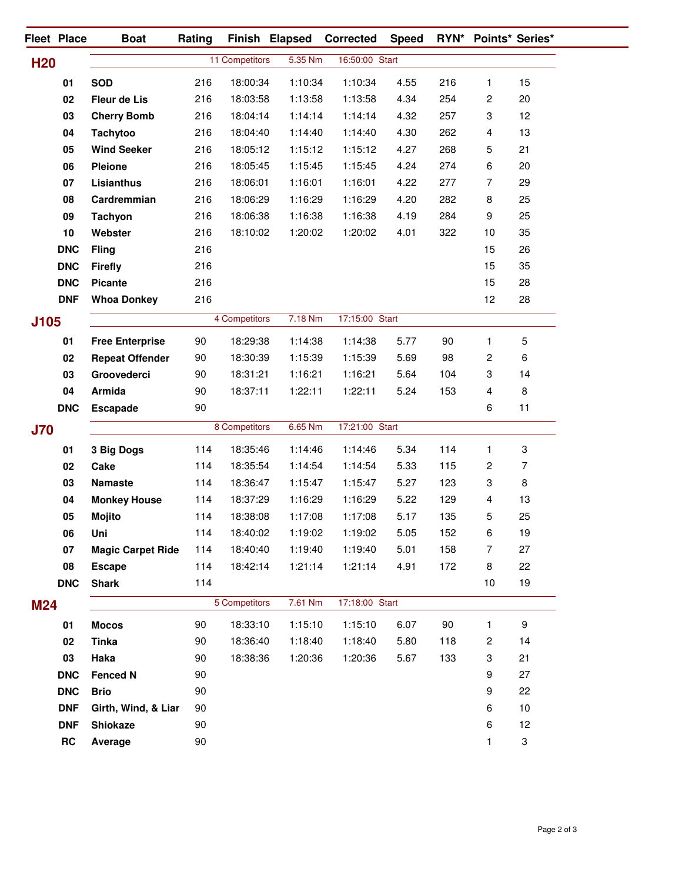| Fleet | Place | Boat | Rating | Finish | Elapsed | Corrected | Speed | RYN* | Points* | Series* |
|---|---|---|---|---|---|---|---|---|---|---|
| **H20** | | | 11 Competitors | | 5.35 Nm | 16:50:00 Start | | | | |
| | 01 | **SOD** | 216 | 18:00:34 | 1:10:34 | 1:10:34 | 4.55 | 216 | 1 | 15 |
| | 02 | **Fleur de Lis** | 216 | 18:03:58 | 1:13:58 | 1:13:58 | 4.34 | 254 | 2 | 20 |
| | 03 | **Cherry Bomb** | 216 | 18:04:14 | 1:14:14 | 1:14:14 | 4.32 | 257 | 3 | 12 |
| | 04 | **Tachytoo** | 216 | 18:04:40 | 1:14:40 | 1:14:40 | 4.30 | 262 | 4 | 13 |
| | 05 | **Wind Seeker** | 216 | 18:05:12 | 1:15:12 | 1:15:12 | 4.27 | 268 | 5 | 21 |
| | 06 | **Pleione** | 216 | 18:05:45 | 1:15:45 | 1:15:45 | 4.24 | 274 | 6 | 20 |
| | 07 | **Lisianthus** | 216 | 18:06:01 | 1:16:01 | 1:16:01 | 4.22 | 277 | 7 | 29 |
| | 08 | **Cardremmian** | 216 | 18:06:29 | 1:16:29 | 1:16:29 | 4.20 | 282 | 8 | 25 |
| | 09 | **Tachyon** | 216 | 18:06:38 | 1:16:38 | 1:16:38 | 4.19 | 284 | 9 | 25 |
| | 10 | **Webster** | 216 | 18:10:02 | 1:20:02 | 1:20:02 | 4.01 | 322 | 10 | 35 |
| | DNC | **Fling** | 216 | | | | | | 15 | 26 |
| | DNC | **Firefly** | 216 | | | | | | 15 | 35 |
| | DNC | **Picante** | 216 | | | | | | 15 | 28 |
| | DNF | **Whoa Donkey** | 216 | | | | | | 12 | 28 |
| **J105** | | | 4 Competitors | | 7.18 Nm | 17:15:00 Start | | | | |
| | 01 | **Free Enterprise** | 90 | 18:29:38 | 1:14:38 | 1:14:38 | 5.77 | 90 | 1 | 5 |
| | 02 | **Repeat Offender** | 90 | 18:30:39 | 1:15:39 | 1:15:39 | 5.69 | 98 | 2 | 6 |
| | 03 | **Groovederci** | 90 | 18:31:21 | 1:16:21 | 1:16:21 | 5.64 | 104 | 3 | 14 |
| | 04 | **Armida** | 90 | 18:37:11 | 1:22:11 | 1:22:11 | 5.24 | 153 | 4 | 8 |
| | DNC | **Escapade** | 90 | | | | | | 6 | 11 |
| **J70** | | | 8 Competitors | | 6.65 Nm | 17:21:00 Start | | | | |
| | 01 | **3 Big Dogs** | 114 | 18:35:46 | 1:14:46 | 1:14:46 | 5.34 | 114 | 1 | 3 |
| | 02 | **Cake** | 114 | 18:35:54 | 1:14:54 | 1:14:54 | 5.33 | 115 | 2 | 7 |
| | 03 | **Namaste** | 114 | 18:36:47 | 1:15:47 | 1:15:47 | 5.27 | 123 | 3 | 8 |
| | 04 | **Monkey House** | 114 | 18:37:29 | 1:16:29 | 1:16:29 | 5.22 | 129 | 4 | 13 |
| | 05 | **Mojito** | 114 | 18:38:08 | 1:17:08 | 1:17:08 | 5.17 | 135 | 5 | 25 |
| | 06 | **Uni** | 114 | 18:40:02 | 1:19:02 | 1:19:02 | 5.05 | 152 | 6 | 19 |
| | 07 | **Magic Carpet Ride** | 114 | 18:40:40 | 1:19:40 | 1:19:40 | 5.01 | 158 | 7 | 27 |
| | 08 | **Escape** | 114 | 18:42:14 | 1:21:14 | 1:21:14 | 4.91 | 172 | 8 | 22 |
| | DNC | **Shark** | 114 | | | | | | 10 | 19 |
| **M24** | | | 5 Competitors | | 7.61 Nm | 17:18:00 Start | | | | |
| | 01 | **Mocos** | 90 | 18:33:10 | 1:15:10 | 1:15:10 | 6.07 | 90 | 1 | 9 |
| | 02 | **Tinka** | 90 | 18:36:40 | 1:18:40 | 1:18:40 | 5.80 | 118 | 2 | 14 |
| | 03 | **Haka** | 90 | 18:38:36 | 1:20:36 | 1:20:36 | 5.67 | 133 | 3 | 21 |
| | DNC | **Fenced N** | 90 | | | | | | 9 | 27 |
| | DNC | **Brio** | 90 | | | | | | 9 | 22 |
| | DNF | **Girth, Wind, & Liar** | 90 | | | | | | 6 | 10 |
| | DNF | **Shiokaze** | 90 | | | | | | 6 | 12 |
| | RC | **Average** | 90 | | | | | | 1 | 3 |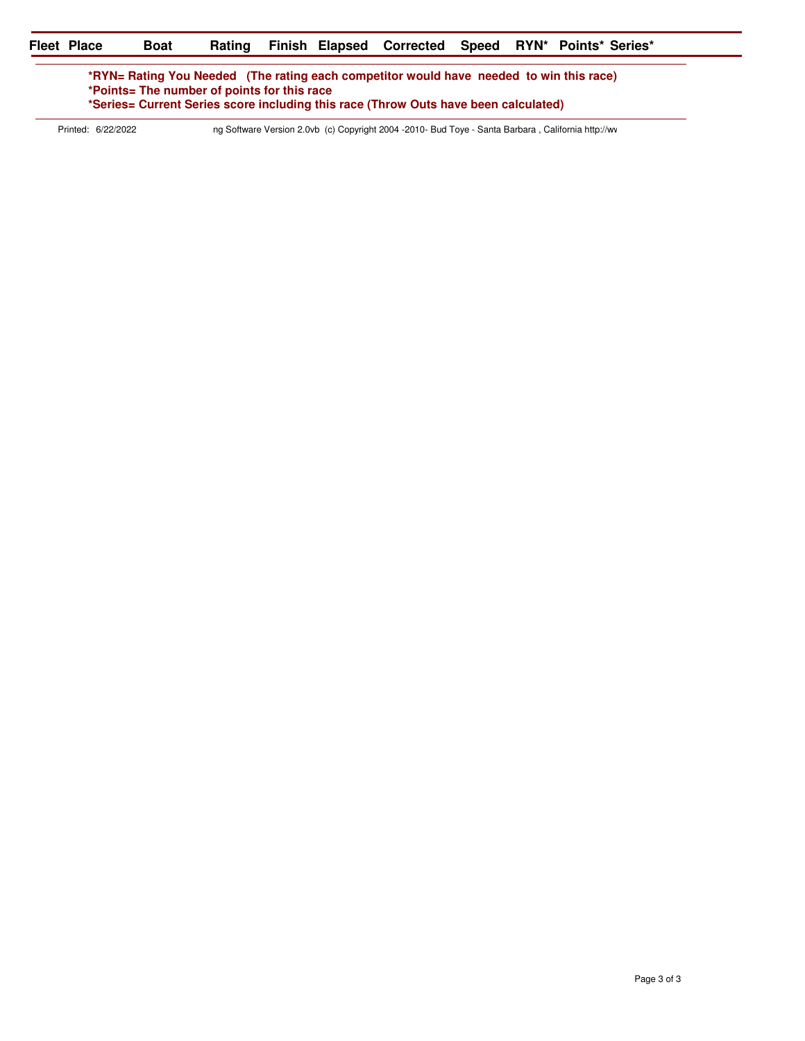| Fleet | Place | Boat | Rating | Finish | Elapsed | Corrected | Speed | RYN* | Points* | Series* |
|---|---|---|---|---|---|---|---|---|---|---|

**\*RYN= Rating You Needed (The rating each competitor would have needed to win this race)**
**\*Points= The number of points for this race**
**\*Series= Current Series score including this race (Throw Outs have been calculated)**

Printed: 6/22/2022 ng Software Version 2.0vb (c) Copyright 2004 -2010- Bud Toye - Santa Barbara , California http://wv